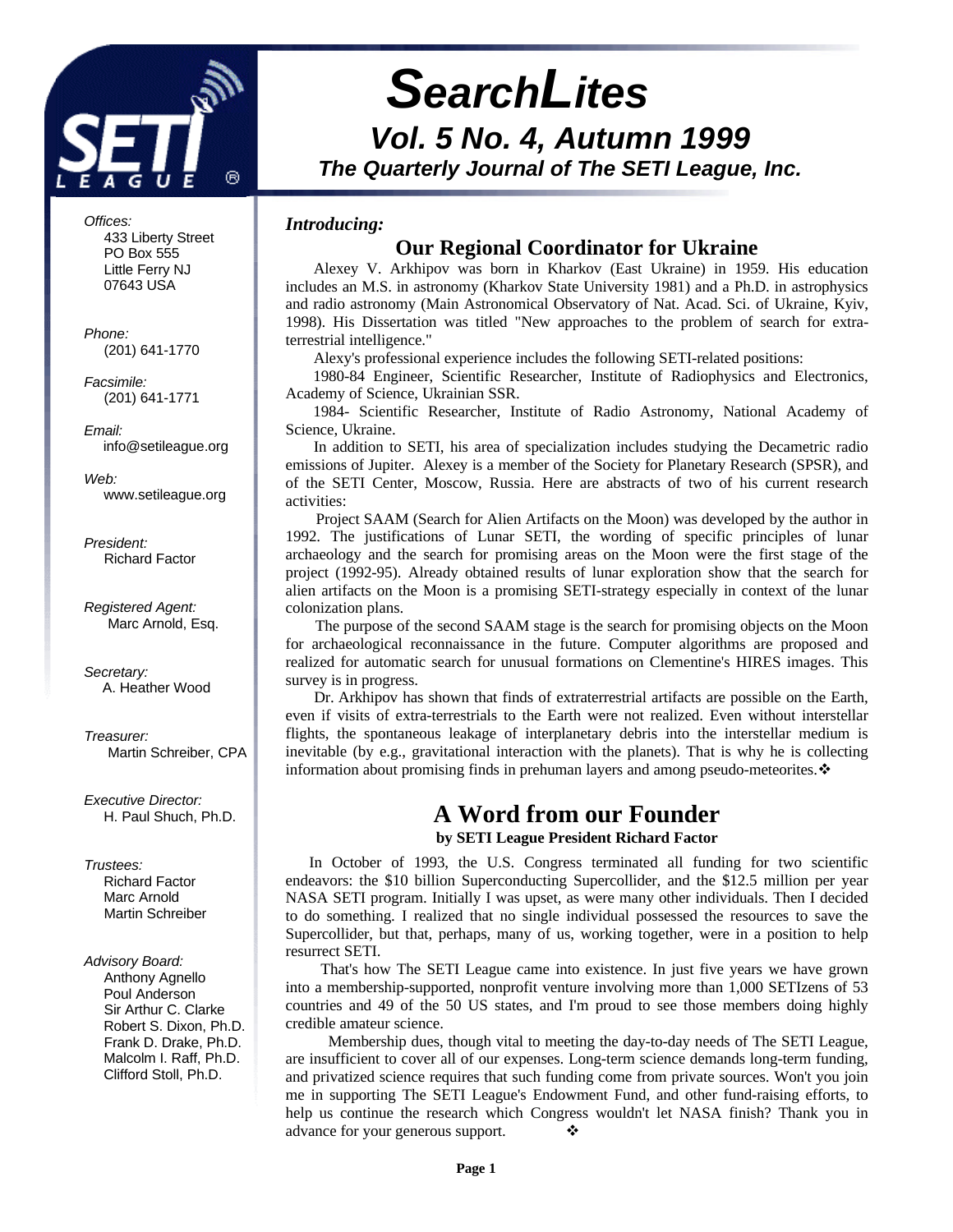# SearchLites

## Vol. 5 No. 4, Autumn 1999

### The Quarterly Journal of The SETI League, Inc.

*Offices:*
433 Liberty Street
PO Box 555
Little Ferry NJ
07643 USA

*Phone:*
(201) 641-1770

*Facsimile:*
(201) 641-1771

*Email:*
info@setileague.org

*Web:*
www.setileague.org

*President:*
Richard Factor

*Registered Agent:*
Marc Arnold, Esq.

*Secretary:*
A. Heather Wood

*Treasurer:*
Martin Schreiber, CPA

*Executive Director:*
H. Paul Shuch, Ph.D.

*Trustees:*
Richard Factor
Marc Arnold
Martin Schreiber

*Advisory Board:*
Anthony Agnello
Poul Anderson
Sir Arthur C. Clarke
Robert S. Dixon, Ph.D.
Frank D. Drake, Ph.D.
Malcolm I. Raff, Ph.D.
Clifford Stoll, Ph.D.

***Introducing:***

## Our Regional Coordinator for Ukraine

Alexey V. Arkhipov was born in Kharkov (East Ukraine) in 1959. His education includes an M.S. in astronomy (Kharkov State University 1981) and a Ph.D. in astrophysics and radio astronomy (Main Astronomical Observatory of Nat. Acad. Sci. of Ukraine, Kyiv, 1998). His Dissertation was titled "New approaches to the problem of search for extra-terrestrial intelligence."

Alexy's professional experience includes the following SETI-related positions:

1980-84 Engineer, Scientific Researcher, Institute of Radiophysics and Electronics, Academy of Science, Ukrainian SSR.

1984- Scientific Researcher, Institute of Radio Astronomy, National Academy of Science, Ukraine.

In addition to SETI, his area of specialization includes studying the Decametric radio emissions of Jupiter. Alexey is a member of the Society for Planetary Research (SPSR), and of the SETI Center, Moscow, Russia. Here are abstracts of two of his current research activities:

Project SAAM (Search for Alien Artifacts on the Moon) was developed by the author in 1992. The justifications of Lunar SETI, the wording of specific principles of lunar archaeology and the search for promising areas on the Moon were the first stage of the project (1992-95). Already obtained results of lunar exploration show that the search for alien artifacts on the Moon is a promising SETI-strategy especially in context of the lunar colonization plans.

The purpose of the second SAAM stage is the search for promising objects on the Moon for archaeological reconnaissance in the future. Computer algorithms are proposed and realized for automatic search for unusual formations on Clementine's HIRES images. This survey is in progress.

Dr. Arkhipov has shown that finds of extraterrestrial artifacts are possible on the Earth, even if visits of extra-terrestrials to the Earth were not realized. Even without interstellar flights, the spontaneous leakage of interplanetary debris into the interstellar medium is inevitable (by e.g., gravitational interaction with the planets). That is why he is collecting information about promising finds in prehuman layers and among pseudo-meteorites.❖

## A Word from our Founder

**by SETI League President Richard Factor**

In October of 1993, the U.S. Congress terminated all funding for two scientific endeavors: the $10 billion Superconducting Supercollider, and the $12.5 million per year NASA SETI program. Initially I was upset, as were many other individuals. Then I decided to do something. I realized that no single individual possessed the resources to save the Supercollider, but that, perhaps, many of us, working together, were in a position to help resurrect SETI.

That's how The SETI League came into existence. In just five years we have grown into a membership-supported, nonprofit venture involving more than 1,000 SETIzens of 53 countries and 49 of the 50 US states, and I'm proud to see those members doing highly credible amateur science.

Membership dues, though vital to meeting the day-to-day needs of The SETI League, are insufficient to cover all of our expenses. Long-term science demands long-term funding, and privatized science requires that such funding come from private sources. Won't you join me in supporting The SETI League's Endowment Fund, and other fund-raising efforts, to help us continue the research which Congress wouldn't let NASA finish? Thank you in advance for your generous support. ❖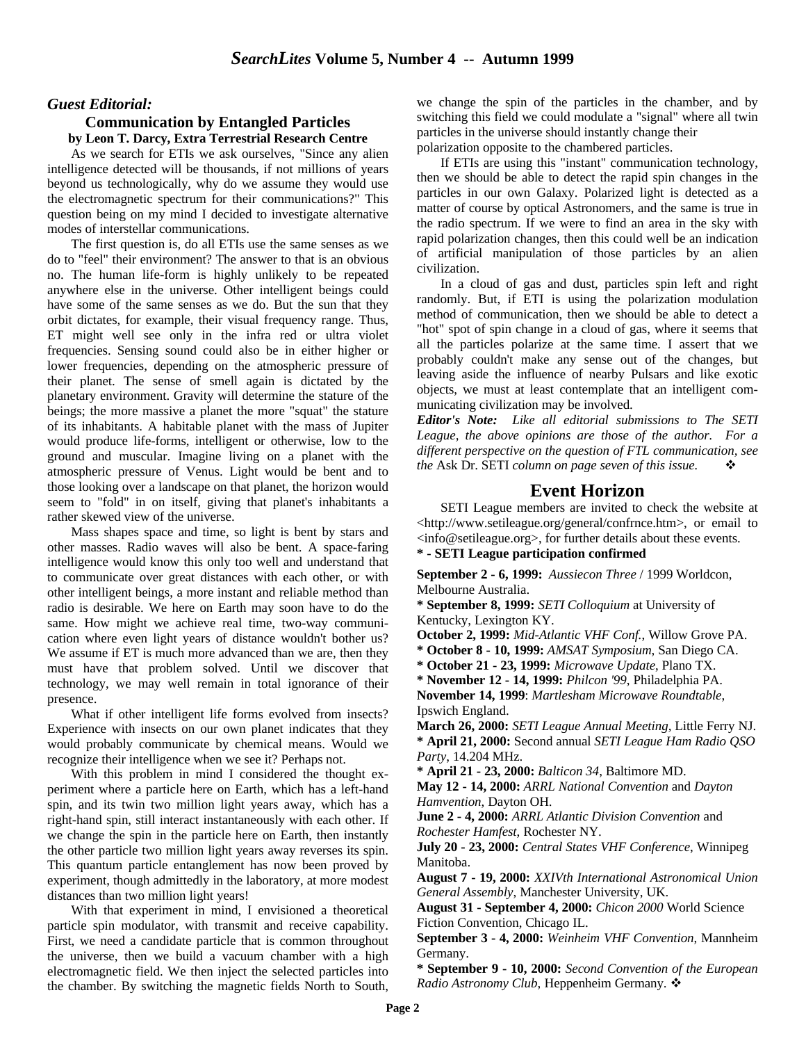## *Guest Editorial:*

### Communication by Entangled Particles

**by Leon T. Darcy, Extra Terrestrial Research Centre**

As we search for ETIs we ask ourselves, "Since any alien intelligence detected will be thousands, if not millions of years beyond us technologically, why do we assume they would use the electromagnetic spectrum for their communications?" This question being on my mind I decided to investigate alternative modes of interstellar communications.

The first question is, do all ETIs use the same senses as we do to "feel" their environment? The answer to that is an obvious no. The human life-form is highly unlikely to be repeated anywhere else in the universe. Other intelligent beings could have some of the same senses as we do. But the sun that they orbit dictates, for example, their visual frequency range. Thus, ET might well see only in the infra red or ultra violet frequencies. Sensing sound could also be in either higher or lower frequencies, depending on the atmospheric pressure of their planet. The sense of smell again is dictated by the planetary environment. Gravity will determine the stature of the beings; the more massive a planet the more "squat" the stature of its inhabitants. A habitable planet with the mass of Jupiter would produce life-forms, intelligent or otherwise, low to the ground and muscular. Imagine living on a planet with the atmospheric pressure of Venus. Light would be bent and to those looking over a landscape on that planet, the horizon would seem to "fold" in on itself, giving that planet's inhabitants a rather skewed view of the universe.

Mass shapes space and time, so light is bent by stars and other masses. Radio waves will also be bent. A space-faring intelligence would know this only too well and understand that to communicate over great distances with each other, or with other intelligent beings, a more instant and reliable method than radio is desirable. We here on Earth may soon have to do the same. How might we achieve real time, two-way communication where even light years of distance wouldn't bother us? We assume if ET is much more advanced than we are, then they must have that problem solved. Until we discover that technology, we may well remain in total ignorance of their presence.

What if other intelligent life forms evolved from insects? Experience with insects on our own planet indicates that they would probably communicate by chemical means. Would we recognize their intelligence when we see it? Perhaps not.

With this problem in mind I considered the thought experiment where a particle here on Earth, which has a left-hand spin, and its twin two million light years away, which has a right-hand spin, still interact instantaneously with each other. If we change the spin in the particle here on Earth, then instantly the other particle two million light years away reverses its spin. This quantum particle entanglement has now been proved by experiment, though admittedly in the laboratory, at more modest distances than two million light years!

With that experiment in mind, I envisioned a theoretical particle spin modulator, with transmit and receive capability. First, we need a candidate particle that is common throughout the universe, then we build a vacuum chamber with a high electromagnetic field. We then inject the selected particles into the chamber. By switching the magnetic fields North to South, we change the spin of the particles in the chamber, and by switching this field we could modulate a "signal" where all twin particles in the universe should instantly change their polarization opposite to the chambered particles.

If ETIs are using this "instant" communication technology, then we should be able to detect the rapid spin changes in the particles in our own Galaxy. Polarized light is detected as a matter of course by optical Astronomers, and the same is true in the radio spectrum. If we were to find an area in the sky with rapid polarization changes, then this could well be an indication of artificial manipulation of those particles by an alien civilization.

In a cloud of gas and dust, particles spin left and right randomly. But, if ETI is using the polarization modulation method of communication, then we should be able to detect a "hot" spot of spin change in a cloud of gas, where it seems that all the particles polarize at the same time. I assert that we probably couldn't make any sense out of the changes, but leaving aside the influence of nearby Pulsars and like exotic objects, we must at least contemplate that an intelligent communicating civilization may be involved.

***Editor's Note:*** *Like all editorial submissions to The SETI League, the above opinions are those of the author. For a different perspective on the question of FTL communication, see the* Ask Dr. SETI *column on page seven of this issue.* ❖

## Event Horizon

SETI League members are invited to check the website at <http://www.setileague.org/general/confrnce.htm>, or email to <info@setileague.org>, for further details about these events.

**\* - SETI League participation confirmed**

**September 2 - 6, 1999:** *Aussiecon Three* / 1999 Worldcon, Melbourne Australia.

**\* September 8, 1999:** *SETI Colloquium* at University of Kentucky, Lexington KY.

**October 2, 1999:** *Mid-Atlantic VHF Conf.*, Willow Grove PA.

**\* October 8 - 10, 1999:** *AMSAT Symposium*, San Diego CA.

**\* October 21 - 23, 1999:** *Microwave Update*, Plano TX.

**\* November 12 - 14, 1999:** *Philcon '99*, Philadelphia PA.

**November 14, 1999**: *Martlesham Microwave Roundtable*, Ipswich England.

**March 26, 2000:** *SETI League Annual Meeting*, Little Ferry NJ.

**\* April 21, 2000:** Second annual *SETI League Ham Radio QSO Party*, 14.204 MHz.

**\* April 21 - 23, 2000:** *Balticon 34*, Baltimore MD.

**May 12 - 14, 2000:** *ARRL National Convention* and *Dayton Hamvention*, Dayton OH.

**June 2 - 4, 2000:** *ARRL Atlantic Division Convention* and *Rochester Hamfest*, Rochester NY.

**July 20 - 23, 2000:** *Central States VHF Conference*, Winnipeg Manitoba.

**August 7 - 19, 2000:** *XXIVth International Astronomical Union General Assembly*, Manchester University, UK.

**August 31 - September 4, 2000:** *Chicon 2000* World Science Fiction Convention, Chicago IL.

**September 3 - 4, 2000:** *Weinheim VHF Convention*, Mannheim Germany.

**\* September 9 - 10, 2000:** *Second Convention of the European Radio Astronomy Club*, Heppenheim Germany. ❖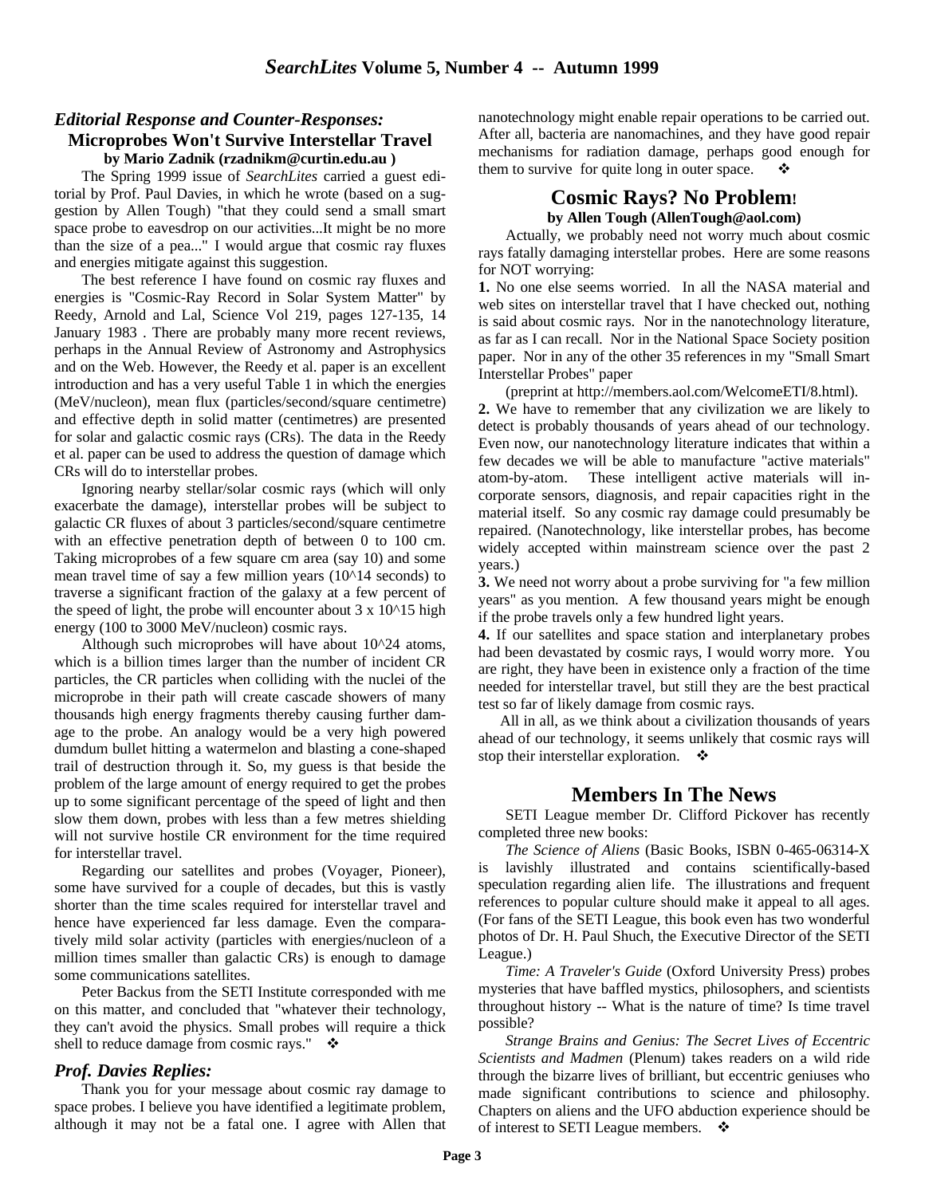## *Editorial Response and Counter-Responses:*
### Microprobes Won't Survive Interstellar Travel
**by Mario Zadnik (rzadnikm@curtin.edu.au )**

The Spring 1999 issue of *SearchLites* carried a guest editorial by Prof. Paul Davies, in which he wrote (based on a suggestion by Allen Tough) "that they could send a small smart space probe to eavesdrop on our activities...It might be no more than the size of a pea..." I would argue that cosmic ray fluxes and energies mitigate against this suggestion.

The best reference I have found on cosmic ray fluxes and energies is "Cosmic-Ray Record in Solar System Matter" by Reedy, Arnold and Lal, Science Vol 219, pages 127-135, 14 January 1983 . There are probably many more recent reviews, perhaps in the Annual Review of Astronomy and Astrophysics and on the Web. However, the Reedy et al. paper is an excellent introduction and has a very useful Table 1 in which the energies (MeV/nucleon), mean flux (particles/second/square centimetre) and effective depth in solid matter (centimetres) are presented for solar and galactic cosmic rays (CRs). The data in the Reedy et al. paper can be used to address the question of damage which CRs will do to interstellar probes.

Ignoring nearby stellar/solar cosmic rays (which will only exacerbate the damage), interstellar probes will be subject to galactic CR fluxes of about 3 particles/second/square centimetre with an effective penetration depth of between 0 to 100 cm. Taking microprobes of a few square cm area (say 10) and some mean travel time of say a few million years ($10^{14}$ seconds) to traverse a significant fraction of the galaxy at a few percent of the speed of light, the probe will encounter about $3 \times 10^{15}$ high energy (100 to 3000 MeV/nucleon) cosmic rays.

Although such microprobes will have about $10^{24}$ atoms, which is a billion times larger than the number of incident CR particles, the CR particles when colliding with the nuclei of the microprobe in their path will create cascade showers of many thousands high energy fragments thereby causing further damage to the probe. An analogy would be a very high powered dumdum bullet hitting a watermelon and blasting a cone-shaped trail of destruction through it. So, my guess is that beside the problem of the large amount of energy required to get the probes up to some significant percentage of the speed of light and then slow them down, probes with less than a few metres shielding will not survive hostile CR environment for the time required for interstellar travel.

Regarding our satellites and probes (Voyager, Pioneer), some have survived for a couple of decades, but this is vastly shorter than the time scales required for interstellar travel and hence have experienced far less damage. Even the comparatively mild solar activity (particles with energies/nucleon of a million times smaller than galactic CRs) is enough to damage some communications satellites.

Peter Backus from the SETI Institute corresponded with me on this matter, and concluded that "whatever their technology, they can't avoid the physics. Small probes will require a thick shell to reduce damage from cosmic rays." ❖

### *Prof. Davies Replies:*

Thank you for your message about cosmic ray damage to space probes. I believe you have identified a legitimate problem, although it may not be a fatal one. I agree with Allen that nanotechnology might enable repair operations to be carried out. After all, bacteria are nanomachines, and they have good repair mechanisms for radiation damage, perhaps good enough for them to survive for quite long in outer space. ❖

## Cosmic Rays? No Problem!
**by Allen Tough (AllenTough@aol.com)**

Actually, we probably need not worry much about cosmic rays fatally damaging interstellar probes. Here are some reasons for NOT worrying:

**1.** No one else seems worried. In all the NASA material and web sites on interstellar travel that I have checked out, nothing is said about cosmic rays. Nor in the nanotechnology literature, as far as I can recall. Nor in the National Space Society position paper. Nor in any of the other 35 references in my "Small Smart Interstellar Probes" paper

(preprint at http://members.aol.com/WelcomeETI/8.html).

**2.** We have to remember that any civilization we are likely to detect is probably thousands of years ahead of our technology. Even now, our nanotechnology literature indicates that within a few decades we will be able to manufacture "active materials" atom-by-atom. These intelligent active materials will incorporate sensors, diagnosis, and repair capacities right in the material itself. So any cosmic ray damage could presumably be repaired. (Nanotechnology, like interstellar probes, has become widely accepted within mainstream science over the past 2 years.)

**3.** We need not worry about a probe surviving for "a few million years" as you mention. A few thousand years might be enough if the probe travels only a few hundred light years.

**4.** If our satellites and space station and interplanetary probes had been devastated by cosmic rays, I would worry more. You are right, they have been in existence only a fraction of the time needed for interstellar travel, but still they are the best practical test so far of likely damage from cosmic rays.

All in all, as we think about a civilization thousands of years ahead of our technology, it seems unlikely that cosmic rays will stop their interstellar exploration. ❖

## Members In The News

SETI League member Dr. Clifford Pickover has recently completed three new books:

*The Science of Aliens* (Basic Books, ISBN 0-465-06314-X is lavishly illustrated and contains scientifically-based speculation regarding alien life. The illustrations and frequent references to popular culture should make it appeal to all ages. (For fans of the SETI League, this book even has two wonderful photos of Dr. H. Paul Shuch, the Executive Director of the SETI League.)

*Time: A Traveler's Guide* (Oxford University Press) probes mysteries that have baffled mystics, philosophers, and scientists throughout history -- What is the nature of time? Is time travel possible?

*Strange Brains and Genius: The Secret Lives of Eccentric Scientists and Madmen* (Plenum) takes readers on a wild ride through the bizarre lives of brilliant, but eccentric geniuses who made significant contributions to science and philosophy. Chapters on aliens and the UFO abduction experience should be of interest to SETI League members. ❖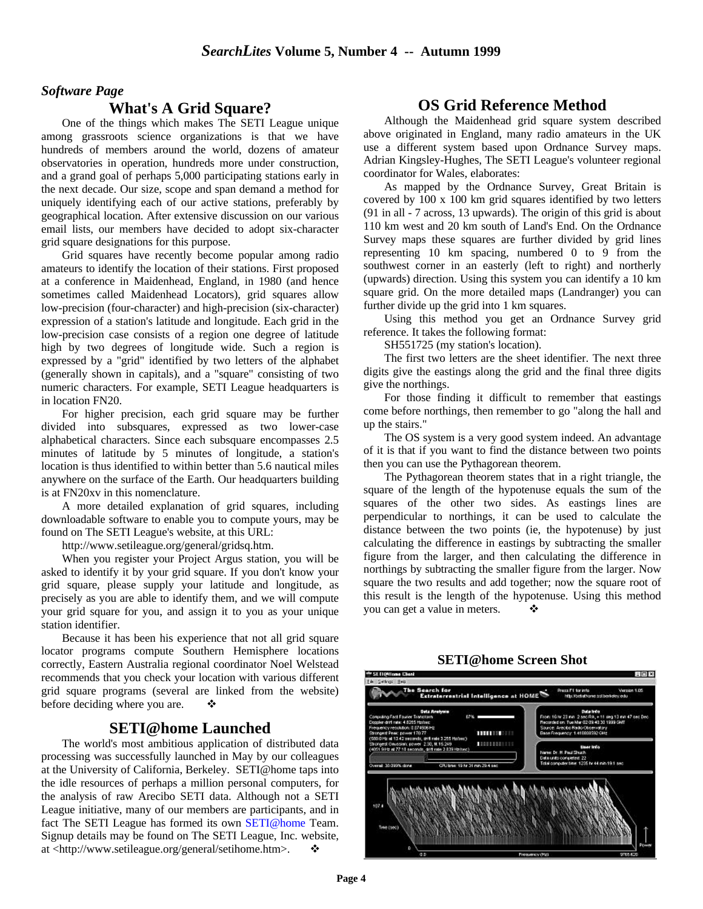*Software Page*

## What's A Grid Square?

One of the things which makes The SETI League unique among grassroots science organizations is that we have hundreds of members around the world, dozens of amateur observatories in operation, hundreds more under construction, and a grand goal of perhaps 5,000 participating stations early in the next decade. Our size, scope and span demand a method for uniquely identifying each of our active stations, preferably by geographical location. After extensive discussion on our various email lists, our members have decided to adopt six-character grid square designations for this purpose.

Grid squares have recently become popular among radio amateurs to identify the location of their stations. First proposed at a conference in Maidenhead, England, in 1980 (and hence sometimes called Maidenhead Locators), grid squares allow low-precision (four-character) and high-precision (six-character) expression of a station's latitude and longitude. Each grid in the low-precision case consists of a region one degree of latitude high by two degrees of longitude wide. Such a region is expressed by a "grid" identified by two letters of the alphabet (generally shown in capitals), and a "square" consisting of two numeric characters. For example, SETI League headquarters is in location FN20.

For higher precision, each grid square may be further divided into subsquares, expressed as two lower-case alphabetical characters. Since each subsquare encompasses 2.5 minutes of latitude by 5 minutes of longitude, a station's location is thus identified to within better than 5.6 nautical miles anywhere on the surface of the Earth. Our headquarters building is at FN20xv in this nomenclature.

A more detailed explanation of grid squares, including downloadable software to enable you to compute yours, may be found on The SETI League's website, at this URL:

http://www.setileague.org/general/gridsq.htm.

When you register your Project Argus station, you will be asked to identify it by your grid square. If you don't know your grid square, please supply your latitude and longitude, as precisely as you are able to identify them, and we will compute your grid square for you, and assign it to you as your unique station identifier.

Because it has been his experience that not all grid square locator programs compute Southern Hemisphere locations correctly, Eastern Australia regional coordinator Noel Welstead recommends that you check your location with various different grid square programs (several are linked from the website) before deciding where you are. ❖

## SETI@home Launched

The world's most ambitious application of distributed data processing was successfully launched in May by our colleagues at the University of California, Berkeley. SETI@home taps into the idle resources of perhaps a million personal computers, for the analysis of raw Arecibo SETI data. Although not a SETI League initiative, many of our members are participants, and in fact The SETI League has formed its own SETI@home Team. Signup details may be found on The SETI League, Inc. website, at <http://www.setileague.org/general/setihome.htm>. ❖

## OS Grid Reference Method

Although the Maidenhead grid square system described above originated in England, many radio amateurs in the UK use a different system based upon Ordnance Survey maps. Adrian Kingsley-Hughes, The SETI League's volunteer regional coordinator for Wales, elaborates:

As mapped by the Ordnance Survey, Great Britain is covered by 100 x 100 km grid squares identified by two letters (91 in all - 7 across, 13 upwards). The origin of this grid is about 110 km west and 20 km south of Land's End. On the Ordnance Survey maps these squares are further divided by grid lines representing 10 km spacing, numbered 0 to 9 from the southwest corner in an easterly (left to right) and northerly (upwards) direction. Using this system you can identify a 10 km square grid. On the more detailed maps (Landranger) you can further divide up the grid into 1 km squares.

Using this method you get an Ordnance Survey grid reference. It takes the following format:

SH551725 (my station's location).

The first two letters are the sheet identifier. The next three digits give the eastings along the grid and the final three digits give the northings.

For those finding it difficult to remember that eastings come before northings, then remember to go "along the hall and up the stairs."

The OS system is a very good system indeed. An advantage of it is that if you want to find the distance between two points then you can use the Pythagorean theorem.

The Pythagorean theorem states that in a right triangle, the square of the length of the hypotenuse equals the sum of the squares of the other two sides. As eastings lines are perpendicular to northings, it can be used to calculate the distance between the two points (ie, the hypotenuse) by just calculating the difference in eastings by subtracting the smaller figure from the larger, and then calculating the difference in northings by subtracting the smaller figure from the larger. Now square the two results and add together; now the square root of this result is the length of the hypotenuse. Using this method you can get a value in meters. ❖

**SETI@home Screen Shot**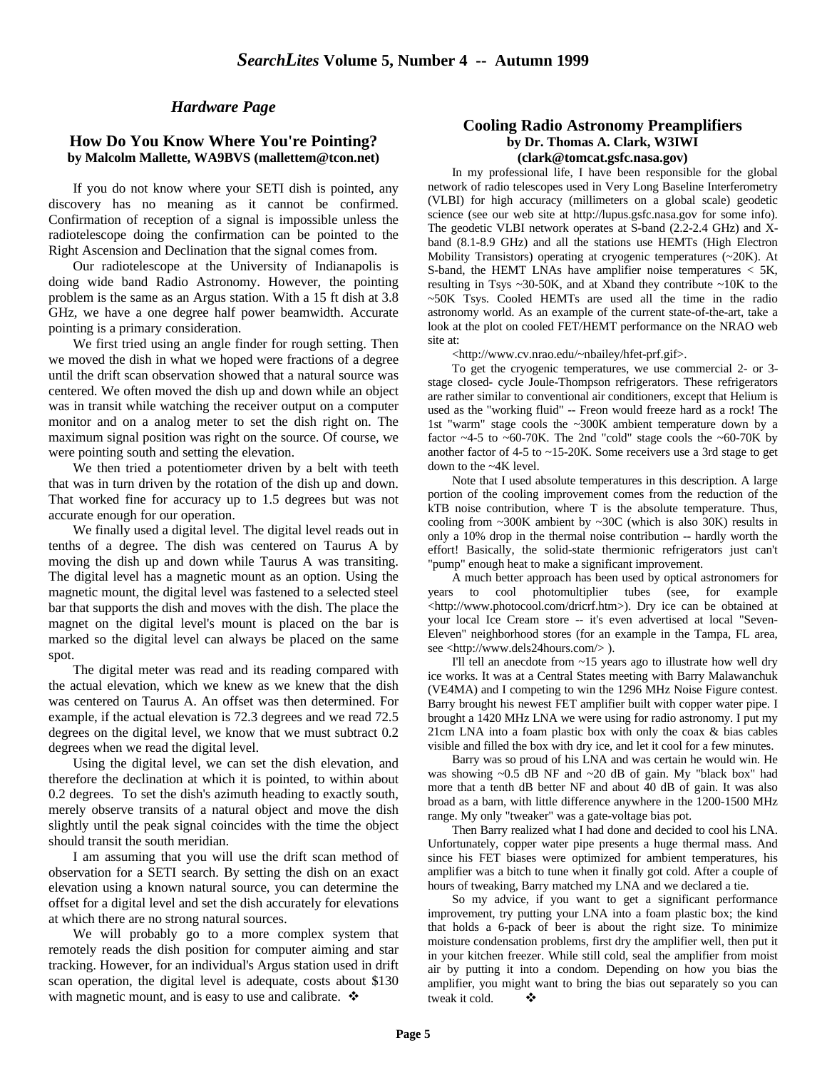## Hardware Page

### How Do You Know Where You're Pointing?

**by Malcolm Mallette, WA9BVS (mallettem@tcon.net)**

If you do not know where your SETI dish is pointed, any discovery has no meaning as it cannot be confirmed. Confirmation of reception of a signal is impossible unless the radiotelescope doing the confirmation can be pointed to the Right Ascension and Declination that the signal comes from.

Our radiotelescope at the University of Indianapolis is doing wide band Radio Astronomy. However, the pointing problem is the same as an Argus station. With a 15 ft dish at 3.8 GHz, we have a one degree half power beamwidth. Accurate pointing is a primary consideration.

We first tried using an angle finder for rough setting. Then we moved the dish in what we hoped were fractions of a degree until the drift scan observation showed that a natural source was centered. We often moved the dish up and down while an object was in transit while watching the receiver output on a computer monitor and on a analog meter to set the dish right on. The maximum signal position was right on the source. Of course, we were pointing south and setting the elevation.

We then tried a potentiometer driven by a belt with teeth that was in turn driven by the rotation of the dish up and down. That worked fine for accuracy up to 1.5 degrees but was not accurate enough for our operation.

We finally used a digital level. The digital level reads out in tenths of a degree. The dish was centered on Taurus A by moving the dish up and down while Taurus A was transiting. The digital level has a magnetic mount as an option. Using the magnetic mount, the digital level was fastened to a selected steel bar that supports the dish and moves with the dish. The place the magnet on the digital level's mount is placed on the bar is marked so the digital level can always be placed on the same spot.

The digital meter was read and its reading compared with the actual elevation, which we knew as we knew that the dish was centered on Taurus A. An offset was then determined. For example, if the actual elevation is 72.3 degrees and we read 72.5 degrees on the digital level, we know that we must subtract 0.2 degrees when we read the digital level.

Using the digital level, we can set the dish elevation, and therefore the declination at which it is pointed, to within about 0.2 degrees. To set the dish's azimuth heading to exactly south, merely observe transits of a natural object and move the dish slightly until the peak signal coincides with the time the object should transit the south meridian.

I am assuming that you will use the drift scan method of observation for a SETI search. By setting the dish on an exact elevation using a known natural source, you can determine the offset for a digital level and set the dish accurately for elevations at which there are no strong natural sources.

We will probably go to a more complex system that remotely reads the dish position for computer aiming and star tracking. However, for an individual's Argus station used in drift scan operation, the digital level is adequate, costs about $130 with magnetic mount, and is easy to use and calibrate. ❖

### Cooling Radio Astronomy Preamplifiers

**by Dr. Thomas A. Clark, W3IWI (clark@tomcat.gsfc.nasa.gov)**

In my professional life, I have been responsible for the global network of radio telescopes used in Very Long Baseline Interferometry (VLBI) for high accuracy (millimeters on a global scale) geodetic science (see our web site at http://lupus.gsfc.nasa.gov for some info). The geodetic VLBI network operates at S-band (2.2-2.4 GHz) and X-band (8.1-8.9 GHz) and all the stations use HEMTs (High Electron Mobility Transistors) operating at cryogenic temperatures (~20K). At S-band, the HEMT LNAs have amplifier noise temperatures < 5K, resulting in Tsys ~30-50K, and at Xband they contribute ~10K to the ~50K Tsys. Cooled HEMTs are used all the time in the radio astronomy world. As an example of the current state-of-the-art, take a look at the plot on cooled FET/HEMT performance on the NRAO web site at:

<http://www.cv.nrao.edu/~nbailey/hfet-prf.gif>.

To get the cryogenic temperatures, we use commercial 2- or 3-stage closed- cycle Joule-Thompson refrigerators. These refrigerators are rather similar to conventional air conditioners, except that Helium is used as the "working fluid" -- Freon would freeze hard as a rock! The 1st "warm" stage cools the ~300K ambient temperature down by a factor ~4-5 to ~60-70K. The 2nd "cold" stage cools the ~60-70K by another factor of 4-5 to ~15-20K. Some receivers use a 3rd stage to get down to the ~4K level.

Note that I used absolute temperatures in this description. A large portion of the cooling improvement comes from the reduction of the kTB noise contribution, where T is the absolute temperature. Thus, cooling from ~300K ambient by ~30C (which is also 30K) results in only a 10% drop in the thermal noise contribution -- hardly worth the effort! Basically, the solid-state thermionic refrigerators just can't "pump" enough heat to make a significant improvement.

A much better approach has been used by optical astronomers for years to cool photomultiplier tubes (see, for example <http://www.photocool.com/dricrf.htm>). Dry ice can be obtained at your local Ice Cream store -- it's even advertised at local "Seven-Eleven" neighborhood stores (for an example in the Tampa, FL area, see <http://www.dels24hours.com/> ).

I'll tell an anecdote from ~15 years ago to illustrate how well dry ice works. It was at a Central States meeting with Barry Malawanchuk (VE4MA) and I competing to win the 1296 MHz Noise Figure contest. Barry brought his newest FET amplifier built with copper water pipe. I brought a 1420 MHz LNA we were using for radio astronomy. I put my 21cm LNA into a foam plastic box with only the coax & bias cables visible and filled the box with dry ice, and let it cool for a few minutes.

Barry was so proud of his LNA and was certain he would win. He was showing ~0.5 dB NF and ~20 dB of gain. My "black box" had more that a tenth dB better NF and about 40 dB of gain. It was also broad as a barn, with little difference anywhere in the 1200-1500 MHz range. My only "tweaker" was a gate-voltage bias pot.

Then Barry realized what I had done and decided to cool his LNA. Unfortunately, copper water pipe presents a huge thermal mass. And since his FET biases were optimized for ambient temperatures, his amplifier was a bitch to tune when it finally got cold. After a couple of hours of tweaking, Barry matched my LNA and we declared a tie.

So my advice, if you want to get a significant performance improvement, try putting your LNA into a foam plastic box; the kind that holds a 6-pack of beer is about the right size. To minimize moisture condensation problems, first dry the amplifier well, then put it in your kitchen freezer. While still cold, seal the amplifier from moist air by putting it into a condom. Depending on how you bias the amplifier, you might want to bring the bias out separately so you can tweak it cold. ❖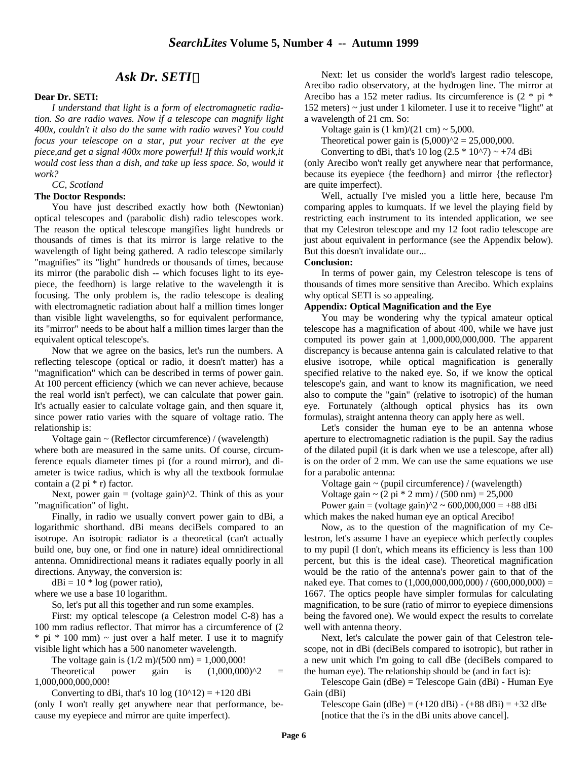## *Ask Dr. SETI*

**Dear Dr. SETI:**

*I understand that light is a form of electromagnetic radiation. So are radio waves. Now if a telescope can magnify light 400x, couldn't it also do the same with radio waves? You could focus your telescope on a star, put your reciver at the eye piece,and get a signal 400x more powerful! If this would work,it would cost less than a dish, and take up less space. So, would it work?*

*CC, Scotland*

**The Doctor Responds:**

You have just described exactly how both (Newtonian) optical telescopes and (parabolic dish) radio telescopes work. The reason the optical telescope mangifies light hundreds or thousands of times is that its mirror is large relative to the wavelength of light being gathered. A radio telescope similarly "magnifies" its "light" hundreds or thousands of times, because its mirror (the parabolic dish -- which focuses light to its eyepiece, the feedhorn) is large relative to the wavelength it is focusing. The only problem is, the radio telescope is dealing with electromagnetic radiation about half a million times longer than visible light wavelengths, so for equivalent performance, its "mirror" needs to be about half a million times larger than the equivalent optical telescope's.

Now that we agree on the basics, let's run the numbers. A reflecting telescope (optical or radio, it doesn't matter) has a "magnification" which can be described in terms of power gain. At 100 percent efficiency (which we can never achieve, because the real world isn't perfect), we can calculate that power gain. It's actually easier to calculate voltage gain, and then square it, since power ratio varies with the square of voltage ratio. The relationship is:

Voltage gain ~ (Reflector circumference) / (wavelength)

where both are measured in the same units. Of course, circumference equals diameter times pi (for a round mirror), and diameter is twice radius, which is why all the textbook formulae contain a (2 pi * r) factor.

Next, power gain = (voltage gain)^2. Think of this as your "magnification" of light.

Finally, in radio we usually convert power gain to dBi, a logarithmic shorthand. dBi means deciBels compared to an isotrope. An isotropic radiator is a theoretical (can't actually build one, buy one, or find one in nature) ideal omnidirectional antenna. Omnidirectional means it radiates equally poorly in all directions. Anyway, the conversion is:

dBi = 10 * log (power ratio),

where we use a base 10 logarithm.

So, let's put all this together and run some examples.

First: my optical telescope (a Celestron model C-8) has a 100 mm radius reflector. That mirror has a circumference of (2 * pi * 100 mm) ~ just over a half meter. I use it to magnify visible light which has a 500 nanometer wavelength.

The voltage gain is (1/2 m)/(500 nm) = 1,000,000!

Theoretical power gain is (1,000,000)^2 = 1,000,000,000,000!

Converting to dBi, that's 10 log (10^12) = +120 dBi

(only I won't really get anywhere near that performance, because my eyepiece and mirror are quite imperfect).

Next: let us consider the world's largest radio telescope, Arecibo radio observatory, at the hydrogen line. The mirror at Arecibo has a 152 meter radius. Its circumference is (2 * pi * 152 meters) ~ just under 1 kilometer. I use it to receive "light" at a wavelength of 21 cm. So:

Voltage gain is (1 km)/(21 cm) ~ 5,000.

Theoretical power gain is (5,000)^2 = 25,000,000.

Converting to dBi, that's 10 log (2.5 * 10^7) ~ +74 dBi

(only Arecibo won't really get anywhere near that performance, because its eyepiece {the feedhorn} and mirror {the reflector} are quite imperfect).

Well, actually I've misled you a little here, because I'm comparing apples to kumquats. If we level the playing field by restricting each instrument to its intended application, we see that my Celestron telescope and my 12 foot radio telescope are just about equivalent in performance (see the Appendix below). But this doesn't invalidate our...

**Conclusion:**

In terms of power gain, my Celestron telescope is tens of thousands of times more sensitive than Arecibo. Which explains why optical SETI is so appealing.

**Appendix: Optical Magnification and the Eye**

You may be wondering why the typical amateur optical telescope has a magnification of about 400, while we have just computed its power gain at 1,000,000,000,000. The apparent discrepancy is because antenna gain is calculated relative to that elusive isotrope, while optical magnification is generally specified relative to the naked eye. So, if we know the optical telescope's gain, and want to know its magnification, we need also to compute the "gain" (relative to isotropic) of the human eye. Fortunately (although optical physics has its own formulas), straight antenna theory can apply here as well.

Let's consider the human eye to be an antenna whose aperture to electromagnetic radiation is the pupil. Say the radius of the dilated pupil (it is dark when we use a telescope, after all) is on the order of 2 mm. We can use the same equations we use for a parabolic antenna:

Voltage gain ~ (pupil circumference) / (wavelength)

Voltage gain ~ (2 pi * 2 mm) / (500 nm) = 25,000

Power gain = (voltage gain)^2 ~ 600,000,000 = +88 dBi

which makes the naked human eye an optical Arecibo!

Now, as to the question of the magnification of my Celestron, let's assume I have an eyepiece which perfectly couples to my pupil (I don't, which means its efficiency is less than 100 percent, but this is the ideal case). Theoretical magnification would be the ratio of the antenna's power gain to that of the naked eye. That comes to (1,000,000,000,000) / (600,000,000) = 1667. The optics people have simpler formulas for calculating magnification, to be sure (ratio of mirror to eyepiece dimensions being the favored one). We would expect the results to correlate well with antenna theory.

Next, let's calculate the power gain of that Celestron telescope, not in dBi (deciBels compared to isotropic), but rather in a new unit which I'm going to call dBe (deciBels compared to the human eye). The relationship should be (and in fact is):

Telescope Gain (dBe) = Telescope Gain (dBi) - Human Eye Gain (dBi)

Telescope Gain (dBe) = (+120 dBi) - (+88 dBi) = +32 dBe

[notice that the i's in the dBi units above cancel].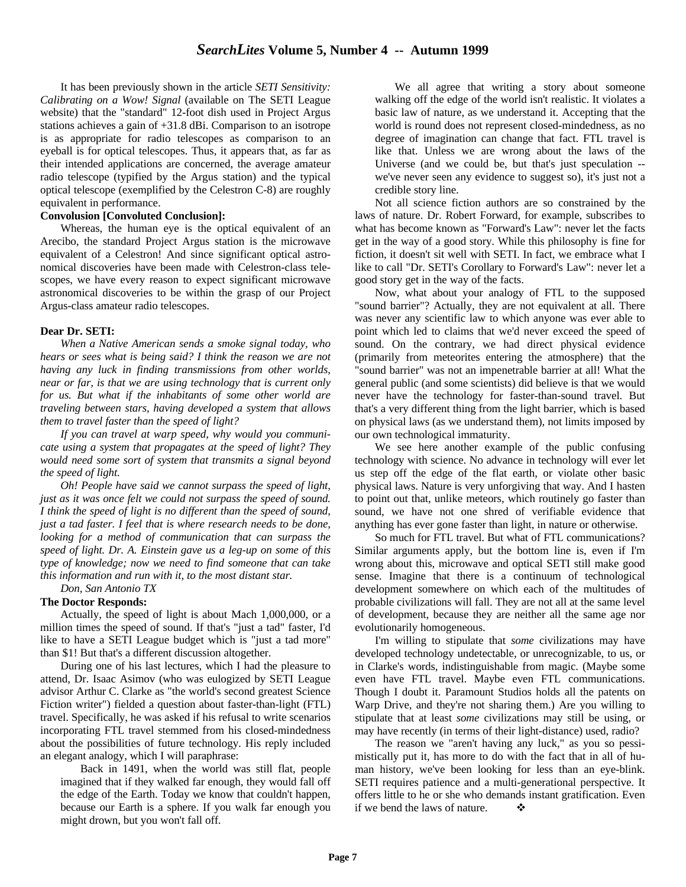It has been previously shown in the article *SETI Sensitivity: Calibrating on a Wow! Signal* (available on The SETI League website) that the "standard" 12-foot dish used in Project Argus stations achieves a gain of +31.8 dBi. Comparison to an isotrope is as appropriate for radio telescopes as comparison to an eyeball is for optical telescopes. Thus, it appears that, as far as their intended applications are concerned, the average amateur radio telescope (typified by the Argus station) and the typical optical telescope (exemplified by the Celestron C-8) are roughly equivalent in performance.

**Convolusion [Convoluted Conclusion]:**

Whereas, the human eye is the optical equivalent of an Arecibo, the standard Project Argus station is the microwave equivalent of a Celestron! And since significant optical astronomical discoveries have been made with Celestron-class telescopes, we have every reason to expect significant microwave astronomical discoveries to be within the grasp of our Project Argus-class amateur radio telescopes.

**Dear Dr. SETI:**

*When a Native American sends a smoke signal today, who hears or sees what is being said? I think the reason we are not having any luck in finding transmissions from other worlds, near or far, is that we are using technology that is current only for us. But what if the inhabitants of some other world are traveling between stars, having developed a system that allows them to travel faster than the speed of light?*

*If you can travel at warp speed, why would you communicate using a system that propagates at the speed of light? They would need some sort of system that transmits a signal beyond the speed of light.*

*Oh! People have said we cannot surpass the speed of light, just as it was once felt we could not surpass the speed of sound. I think the speed of light is no different than the speed of sound, just a tad faster. I feel that is where research needs to be done, looking for a method of communication that can surpass the speed of light. Dr. A. Einstein gave us a leg-up on some of this type of knowledge; now we need to find someone that can take this information and run with it, to the most distant star.*

*Don, San Antonio TX*

**The Doctor Responds:**

Actually, the speed of light is about Mach 1,000,000, or a million times the speed of sound. If that's "just a tad" faster, I'd like to have a SETI League budget which is "just a tad more" than $1! But that's a different discussion altogether.

During one of his last lectures, which I had the pleasure to attend, Dr. Isaac Asimov (who was eulogized by SETI League advisor Arthur C. Clarke as "the world's second greatest Science Fiction writer") fielded a question about faster-than-light (FTL) travel. Specifically, he was asked if his refusal to write scenarios incorporating FTL travel stemmed from his closed-mindedness about the possibilities of future technology. His reply included an elegant analogy, which I will paraphrase:

> Back in 1491, when the world was still flat, people imagined that if they walked far enough, they would fall off the edge of the Earth. Today we know that couldn't happen, because our Earth is a sphere. If you walk far enough you might drown, but you won't fall off.
>
> We all agree that writing a story about someone walking off the edge of the world isn't realistic. It violates a basic law of nature, as we understand it. Accepting that the world is round does not represent closed-mindedness, as no degree of imagination can change that fact. FTL travel is like that. Unless we are wrong about the laws of the Universe (and we could be, but that's just speculation -- we've never seen any evidence to suggest so), it's just not a credible story line.

Not all science fiction authors are so constrained by the laws of nature. Dr. Robert Forward, for example, subscribes to what has become known as "Forward's Law": never let the facts get in the way of a good story. While this philosophy is fine for fiction, it doesn't sit well with SETI. In fact, we embrace what I like to call "Dr. SETI's Corollary to Forward's Law": never let a good story get in the way of the facts.

Now, what about your analogy of FTL to the supposed "sound barrier"? Actually, they are not equivalent at all. There was never any scientific law to which anyone was ever able to point which led to claims that we'd never exceed the speed of sound. On the contrary, we had direct physical evidence (primarily from meteorites entering the atmosphere) that the "sound barrier" was not an impenetrable barrier at all! What the general public (and some scientists) did believe is that we would never have the technology for faster-than-sound travel. But that's a very different thing from the light barrier, which is based on physical laws (as we understand them), not limits imposed by our own technological immaturity.

We see here another example of the public confusing technology with science. No advance in technology will ever let us step off the edge of the flat earth, or violate other basic physical laws. Nature is very unforgiving that way. And I hasten to point out that, unlike meteors, which routinely go faster than sound, we have not one shred of verifiable evidence that anything has ever gone faster than light, in nature or otherwise.

So much for FTL travel. But what of FTL communications? Similar arguments apply, but the bottom line is, even if I'm wrong about this, microwave and optical SETI still make good sense. Imagine that there is a continuum of technological development somewhere on which each of the multitudes of probable civilizations will fall. They are not all at the same level of development, because they are neither all the same age nor evolutionarily homogeneous.

I'm willing to stipulate that *some* civilizations may have developed technology undetectable, or unrecognizable, to us, or in Clarke's words, indistinguishable from magic. (Maybe some even have FTL travel. Maybe even FTL communications. Though I doubt it. Paramount Studios holds all the patents on Warp Drive, and they're not sharing them.) Are you willing to stipulate that at least *some* civilizations may still be using, or may have recently (in terms of their light-distance) used, radio?

The reason we "aren't having any luck," as you so pessimistically put it, has more to do with the fact that in all of human history, we've been looking for less than an eye-blink. SETI requires patience and a multi-generational perspective. It offers little to he or she who demands instant gratification. Even if we bend the laws of nature. ❖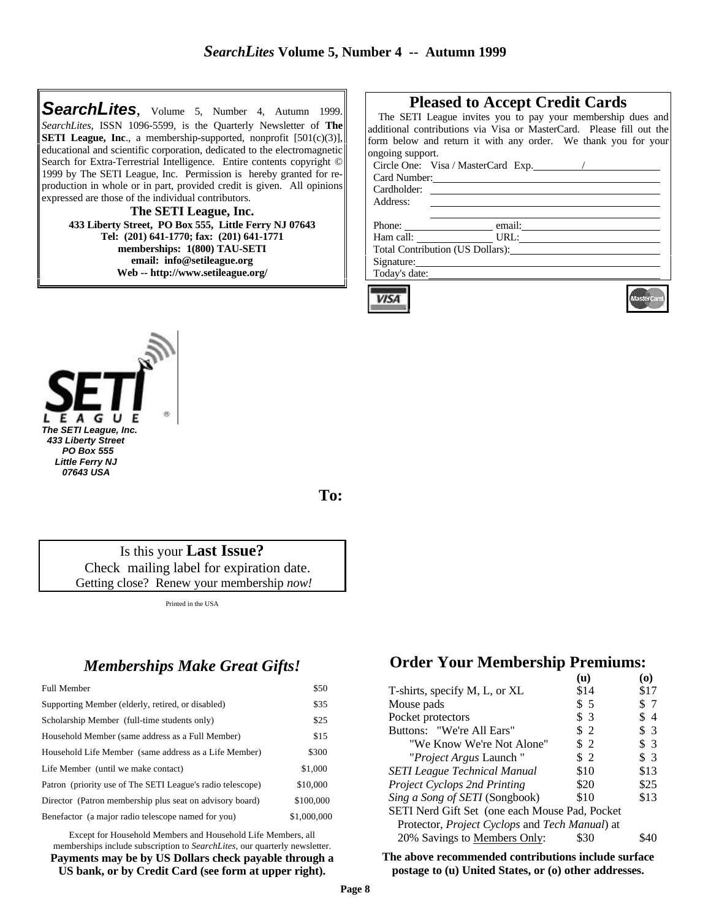**SearchLites**, Volume 5, Number 4, Autumn 1999. *SearchLites*, ISSN 1096-5599, is the Quarterly Newsletter of **The SETI League, Inc**., a membership-supported, nonprofit [501(c)(3)], educational and scientific corporation, dedicated to the electromagnetic Search for Extra-Terrestrial Intelligence. Entire contents copyright © 1999 by The SETI League, Inc. Permission is hereby granted for reproduction in whole or in part, provided credit is given. All opinions expressed are those of the individual contributors.

**The SETI League, Inc.**
**433 Liberty Street, PO Box 555, Little Ferry NJ 07643**
**Tel: (201) 641-1770; fax: (201) 641-1771**
**memberships: 1(800) TAU-SETI**
**email: info@setileague.org**
**Web -- http://www.setileague.org/**

## Pleased to Accept Credit Cards

The SETI League invites you to pay your membership dues and additional contributions via Visa or MasterCard. Please fill out the form below and return it with any order. We thank you for your ongoing support.

Circle One: Visa / MasterCard Exp. ________ / ________
Card Number: ____________________
Cardholder: ____________________
Address: ____________________
____________________
Phone: __________ email: __________
Ham call: __________ URL: __________
Total Contribution (US Dollars): __________
Signature: ____________________
Today's date: ____________________

*The SETI League, Inc.*
*433 Liberty Street*
*PO Box 555*
*Little Ferry NJ*
*07643 USA*

**To:**

Is this your **Last Issue?**
Check mailing label for expiration date.
Getting close? Renew your membership *now!*

Printed in the USA

## *Memberships Make Great Gifts!*

| | |
|---|---|
| Full Member | $50 |
| Supporting Member (elderly, retired, or disabled) | $35 |
| Scholarship Member (full-time students only) | $25 |
| Household Member (same address as a Full Member) | $15 |
| Household Life Member (same address as a Life Member) | $300 |
| Life Member (until we make contact) | $1,000 |
| Patron (priority use of The SETI League's radio telescope) | $10,000 |
| Director (Patron membership plus seat on advisory board) | $100,000 |
| Benefactor (a major radio telescope named for you) | $1,000,000 |

Except for Household Members and Household Life Members, all memberships include subscription to *SearchLites*, our quarterly newsletter.

**Payments may be by US Dollars check payable through a US bank, or by Credit Card (see form at upper right).**

## Order Your Membership Premiums:

| | (u) | (o) |
|---|---|---|
| T-shirts, specify M, L, or XL | $14 | $17 |
| Mouse pads | $ 5 | $ 7 |
| Pocket protectors | $ 3 | $ 4 |
| Buttons: "We're All Ears" | $ 2 | $ 3 |
| "We Know We're Not Alone" | $ 2 | $ 3 |
| "*Project Argus* Launch " | $ 2 | $ 3 |
| *SETI League Technical Manual* | $10 | $13 |
| *Project Cyclops 2nd Printing* | $20 | $25 |
| *Sing a Song of SETI* (Songbook) | $10 | $13 |
| SETI Nerd Gift Set (one each Mouse Pad, Pocket Protector, *Project Cyclops* and *Tech Manual*) at 20% Savings to Members Only: | $30 | $40 |

**The above recommended contributions include surface postage to (u) United States, or (o) other addresses.**